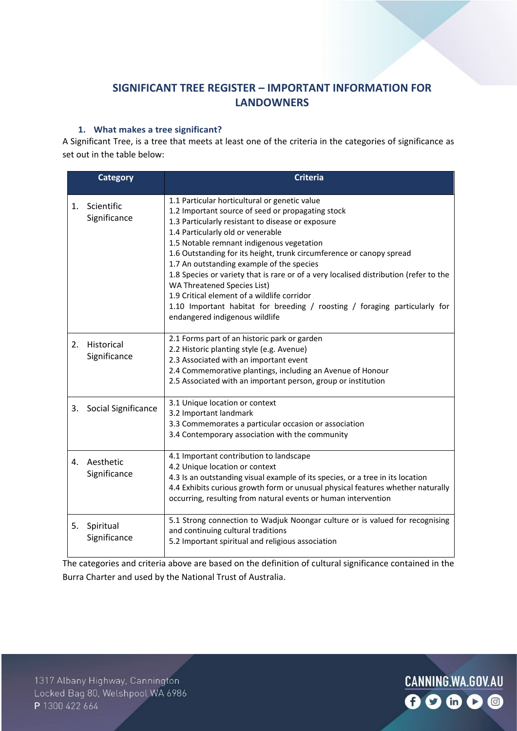# SIGNIFICANT TREE REGISTER – IMPORTANT INFORMATION FOR LANDOWNERS

## 1. What makes a tree significant?

A Significant Tree, is a tree that meets at least one of the criteria in the categories of significance as set out in the table below:

| Category | Criteria |
|---|---|
| 1. Scientific Significance | 1.1 Particular horticultural or genetic value<br>1.2 Important source of seed or propagating stock<br>1.3 Particularly resistant to disease or exposure<br>1.4 Particularly old or venerable<br>1.5 Notable remnant indigenous vegetation<br>1.6 Outstanding for its height, trunk circumference or canopy spread<br>1.7 An outstanding example of the species<br>1.8 Species or variety that is rare or of a very localised distribution (refer to the WA Threatened Species List)<br>1.9 Critical element of a wildlife corridor<br>1.10 Important habitat for breeding / roosting / foraging particularly for endangered indigenous wildlife |
| 2. Historical Significance | 2.1 Forms part of an historic park or garden<br>2.2 Historic planting style (e.g. Avenue)<br>2.3 Associated with an important event<br>2.4 Commemorative plantings, including an Avenue of Honour<br>2.5 Associated with an important person, group or institution |
| 3. Social Significance | 3.1 Unique location or context<br>3.2 Important landmark<br>3.3 Commemorates a particular occasion or association<br>3.4 Contemporary association with the community |
| 4. Aesthetic Significance | 4.1 Important contribution to landscape<br>4.2 Unique location or context<br>4.3 Is an outstanding visual example of its species, or a tree in its location<br>4.4 Exhibits curious growth form or unusual physical features whether naturally occurring, resulting from natural events or human intervention |
| 5. Spiritual Significance | 5.1 Strong connection to Wadjuk Noongar culture or is valued for recognising and continuing cultural traditions<br>5.2 Important spiritual and religious association |

The categories and criteria above are based on the definition of cultural significance contained in the Burra Charter and used by the National Trust of Australia.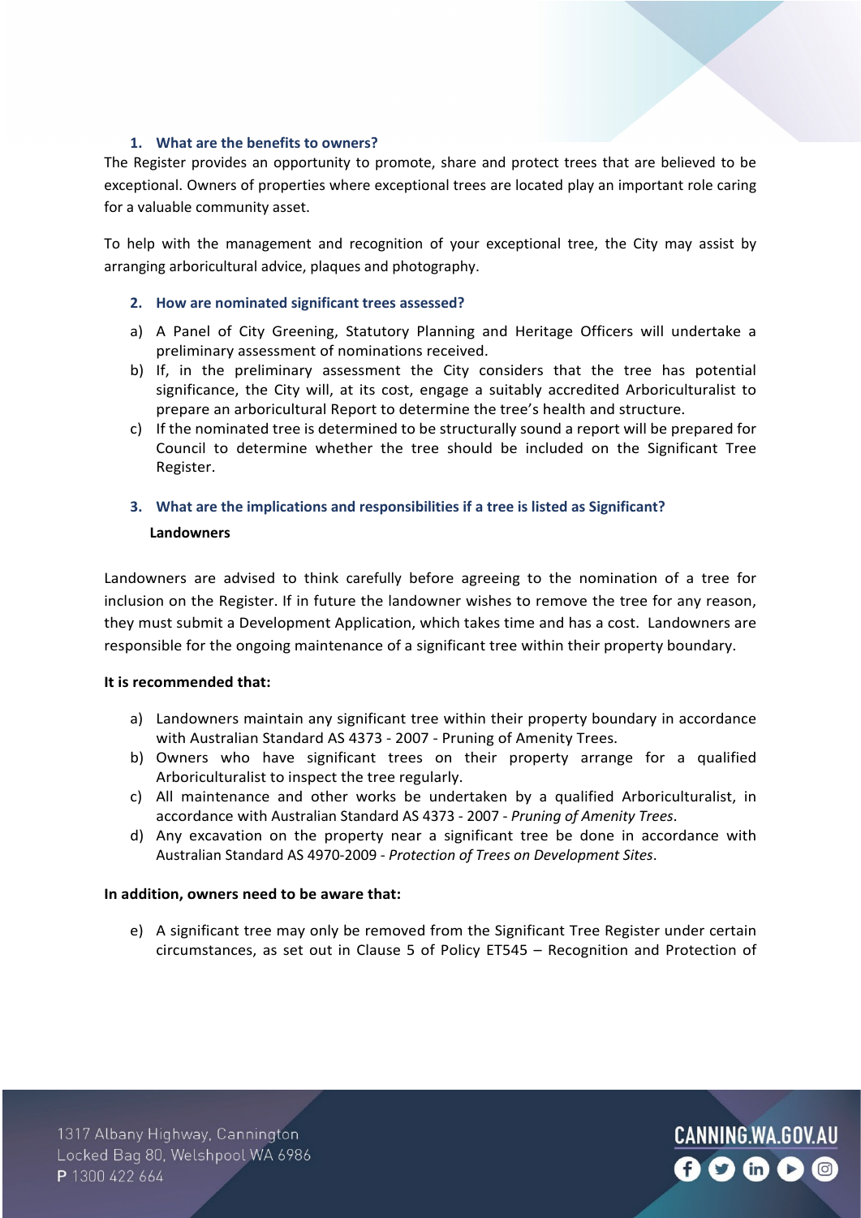### 1. What are the benefits to owners?

The Register provides an opportunity to promote, share and protect trees that are believed to be exceptional. Owners of properties where exceptional trees are located play an important role caring for a valuable community asset.

To help with the management and recognition of your exceptional tree, the City may assist by arranging arboricultural advice, plaques and photography.

### 2. How are nominated significant trees assessed?

a) A Panel of City Greening, Statutory Planning and Heritage Officers will undertake a preliminary assessment of nominations received.

b) If, in the preliminary assessment the City considers that the tree has potential significance, the City will, at its cost, engage a suitably accredited Arboriculturalist to prepare an arboricultural Report to determine the tree's health and structure.

c) If the nominated tree is determined to be structurally sound a report will be prepared for Council to determine whether the tree should be included on the Significant Tree Register.

### 3. What are the implications and responsibilities if a tree is listed as Significant?

**Landowners**

Landowners are advised to think carefully before agreeing to the nomination of a tree for inclusion on the Register. If in future the landowner wishes to remove the tree for any reason, they must submit a Development Application, which takes time and has a cost. Landowners are responsible for the ongoing maintenance of a significant tree within their property boundary.

**It is recommended that:**

a) Landowners maintain any significant tree within their property boundary in accordance with Australian Standard AS 4373 - 2007 - Pruning of Amenity Trees.

b) Owners who have significant trees on their property arrange for a qualified Arboriculturalist to inspect the tree regularly.

c) All maintenance and other works be undertaken by a qualified Arboriculturalist, in accordance with Australian Standard AS 4373 - 2007 - *Pruning of Amenity Trees*.

d) Any excavation on the property near a significant tree be done in accordance with Australian Standard AS 4970-2009 - *Protection of Trees on Development Sites*.

**In addition, owners need to be aware that:**

e) A significant tree may only be removed from the Significant Tree Register under certain circumstances, as set out in Clause 5 of Policy ET545 – Recognition and Protection of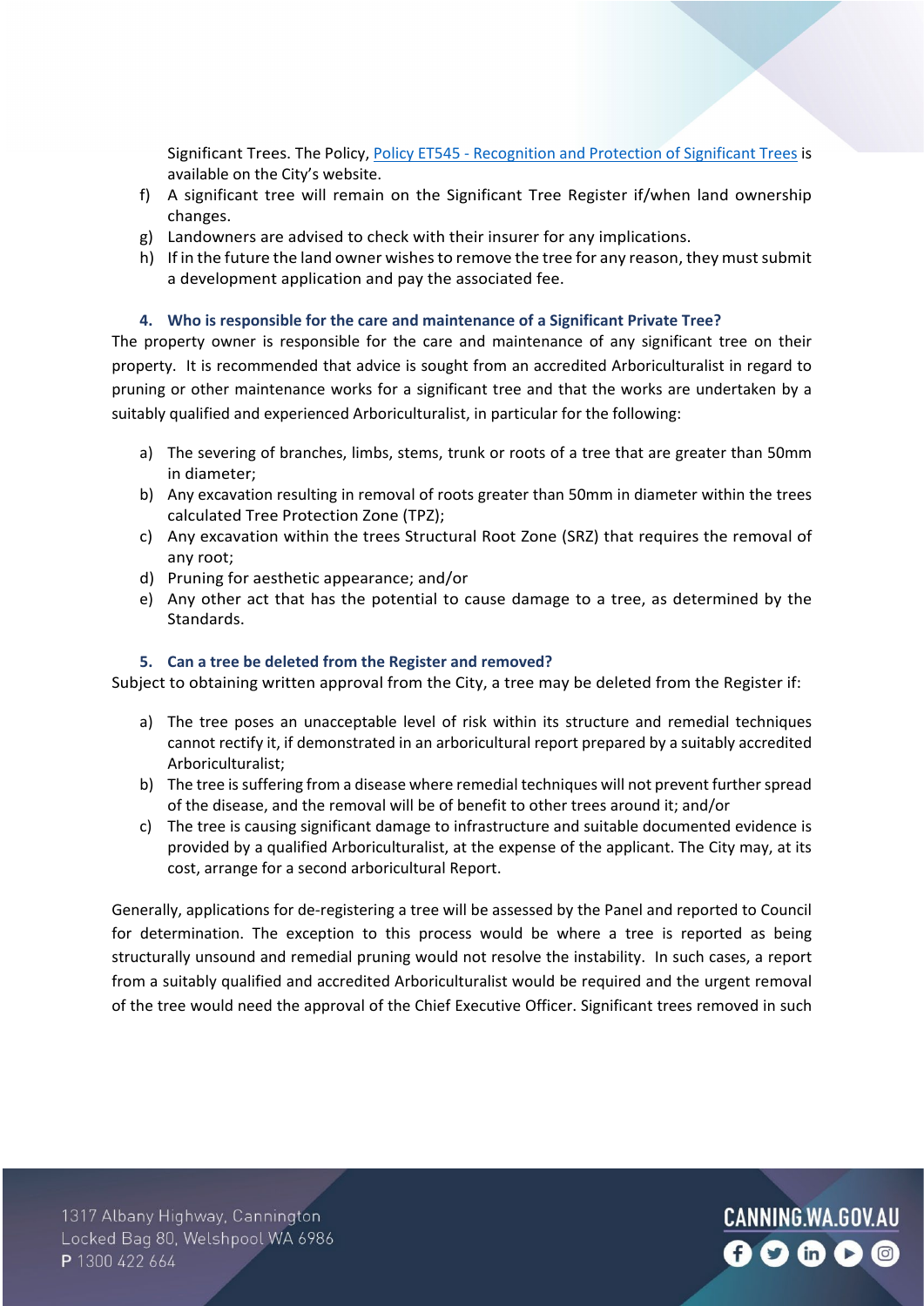Significant Trees. The Policy, [Policy ET545 - Recognition and Protection of Significant Trees]() is available on the City's website.

f) A significant tree will remain on the Significant Tree Register if/when land ownership changes.

g) Landowners are advised to check with their insurer for any implications.

h) If in the future the land owner wishes to remove the tree for any reason, they must submit a development application and pay the associated fee.

### 4. Who is responsible for the care and maintenance of a Significant Private Tree?

The property owner is responsible for the care and maintenance of any significant tree on their property. It is recommended that advice is sought from an accredited Arboriculturalist in regard to pruning or other maintenance works for a significant tree and that the works are undertaken by a suitably qualified and experienced Arboriculturalist, in particular for the following:

a) The severing of branches, limbs, stems, trunk or roots of a tree that are greater than 50mm in diameter;

b) Any excavation resulting in removal of roots greater than 50mm in diameter within the trees calculated Tree Protection Zone (TPZ);

c) Any excavation within the trees Structural Root Zone (SRZ) that requires the removal of any root;

d) Pruning for aesthetic appearance; and/or

e) Any other act that has the potential to cause damage to a tree, as determined by the Standards.

### 5. Can a tree be deleted from the Register and removed?

Subject to obtaining written approval from the City, a tree may be deleted from the Register if:

a) The tree poses an unacceptable level of risk within its structure and remedial techniques cannot rectify it, if demonstrated in an arboricultural report prepared by a suitably accredited Arboriculturalist;

b) The tree is suffering from a disease where remedial techniques will not prevent further spread of the disease, and the removal will be of benefit to other trees around it; and/or

c) The tree is causing significant damage to infrastructure and suitable documented evidence is provided by a qualified Arboriculturalist, at the expense of the applicant. The City may, at its cost, arrange for a second arboricultural Report.

Generally, applications for de-registering a tree will be assessed by the Panel and reported to Council for determination. The exception to this process would be where a tree is reported as being structurally unsound and remedial pruning would not resolve the instability. In such cases, a report from a suitably qualified and accredited Arboriculturalist would be required and the urgent removal of the tree would need the approval of the Chief Executive Officer. Significant trees removed in such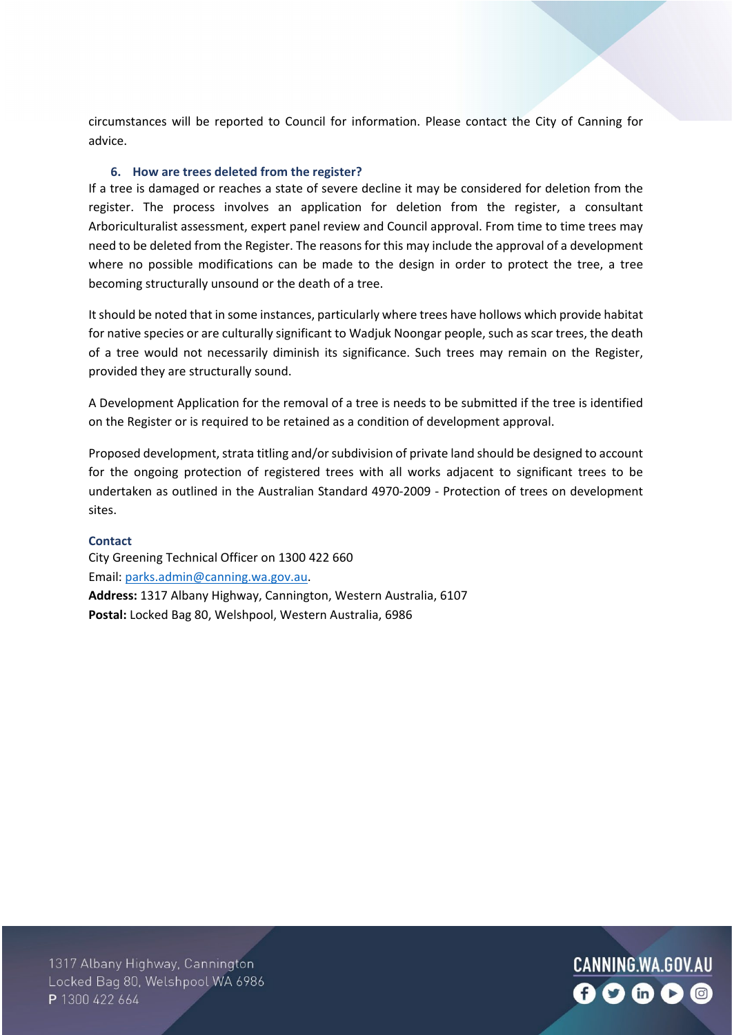circumstances will be reported to Council for information. Please contact the City of Canning for advice.

### 6. How are trees deleted from the register?

If a tree is damaged or reaches a state of severe decline it may be considered for deletion from the register. The process involves an application for deletion from the register, a consultant Arboriculturalist assessment, expert panel review and Council approval. From time to time trees may need to be deleted from the Register. The reasons for this may include the approval of a development where no possible modifications can be made to the design in order to protect the tree, a tree becoming structurally unsound or the death of a tree.

It should be noted that in some instances, particularly where trees have hollows which provide habitat for native species or are culturally significant to Wadjuk Noongar people, such as scar trees, the death of a tree would not necessarily diminish its significance. Such trees may remain on the Register, provided they are structurally sound.

A Development Application for the removal of a tree is needs to be submitted if the tree is identified on the Register or is required to be retained as a condition of development approval.

Proposed development, strata titling and/or subdivision of private land should be designed to account for the ongoing protection of registered trees with all works adjacent to significant trees to be undertaken as outlined in the Australian Standard 4970-2009 - Protection of trees on development sites.

### Contact

City Greening Technical Officer on 1300 422 660
Email: parks.admin@canning.wa.gov.au.
**Address:** 1317 Albany Highway, Cannington, Western Australia, 6107
**Postal:** Locked Bag 80, Welshpool, Western Australia, 6986